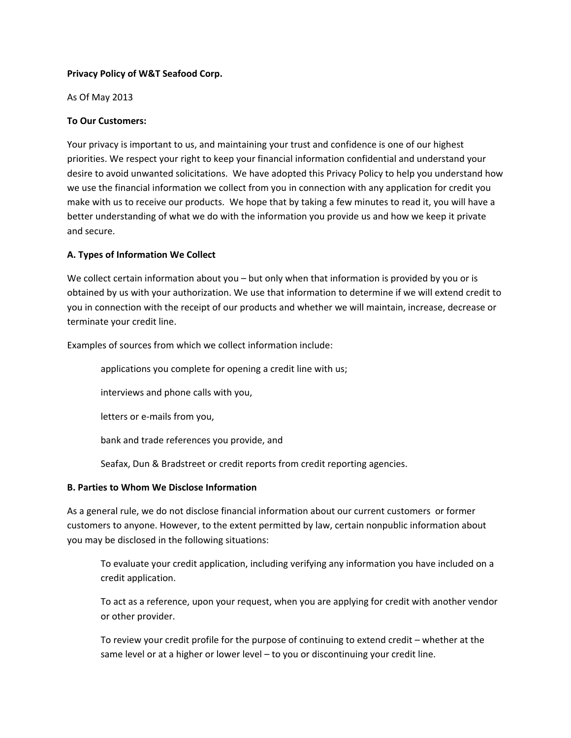**Privacy Policy of W&T Seafood Corp.**

As Of May 2013

**To Our Customers:**

Your privacy is important to us, and maintaining your trust and confidence is one of our highest priorities. We respect your right to keep your financial information confidential and understand your desire to avoid unwanted solicitations. We have adopted this Privacy Policy to help you understand how we use the financial information we collect from you in connection with any application for credit you make with us to receive our products. We hope that by taking a few minutes to read it, you will have a better understanding of what we do with the information you provide us and how we keep it private and secure.

**A. Types of Information We Collect**

We collect certain information about you – but only when that information is provided by you or is obtained by us with your authorization. We use that information to determine if we will extend credit to you in connection with the receipt of our products and whether we will maintain, increase, decrease or terminate your credit line.

Examples of sources from which we collect information include:

> applications you complete for opening a credit line with us;
>
> interviews and phone calls with you,
>
> letters or e-mails from you,
>
> bank and trade references you provide, and
>
> Seafax, Dun & Bradstreet or credit reports from credit reporting agencies.

**B. Parties to Whom We Disclose Information**

As a general rule, we do not disclose financial information about our current customers or former customers to anyone. However, to the extent permitted by law, certain nonpublic information about you may be disclosed in the following situations:

> To evaluate your credit application, including verifying any information you have included on a credit application.
>
> To act as a reference, upon your request, when you are applying for credit with another vendor or other provider.
>
> To review your credit profile for the purpose of continuing to extend credit – whether at the same level or at a higher or lower level – to you or discontinuing your credit line.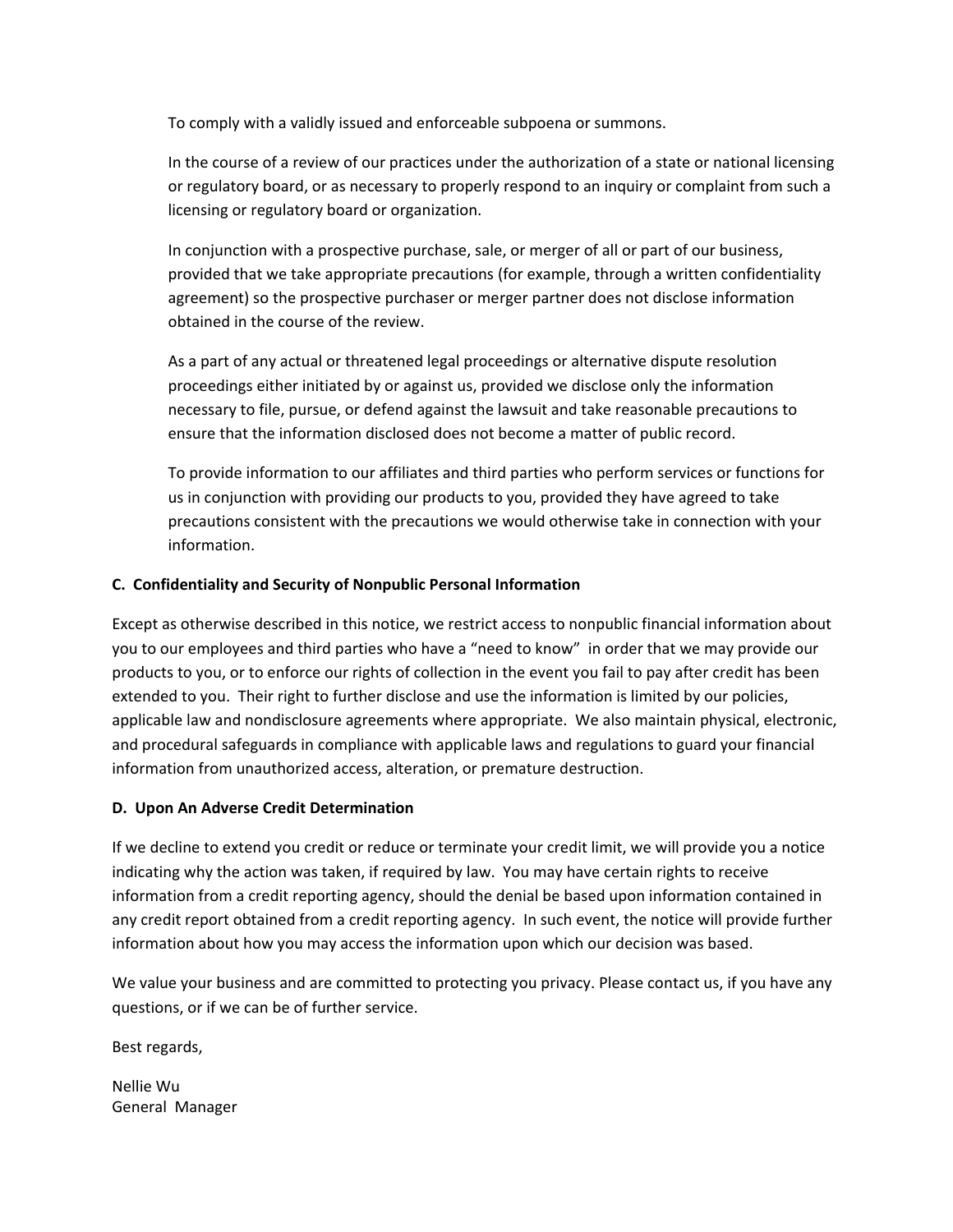To comply with a validly issued and enforceable subpoena or summons.

In the course of a review of our practices under the authorization of a state or national licensing or regulatory board, or as necessary to properly respond to an inquiry or complaint from such a licensing or regulatory board or organization.

In conjunction with a prospective purchase, sale, or merger of all or part of our business, provided that we take appropriate precautions (for example, through a written confidentiality agreement) so the prospective purchaser or merger partner does not disclose information obtained in the course of the review.

As a part of any actual or threatened legal proceedings or alternative dispute resolution proceedings either initiated by or against us, provided we disclose only the information necessary to file, pursue, or defend against the lawsuit and take reasonable precautions to ensure that the information disclosed does not become a matter of public record.

To provide information to our affiliates and third parties who perform services or functions for us in conjunction with providing our products to you, provided they have agreed to take precautions consistent with the precautions we would otherwise take in connection with your information.

**C. Confidentiality and Security of Nonpublic Personal Information**

Except as otherwise described in this notice, we restrict access to nonpublic financial information about you to our employees and third parties who have a "need to know" in order that we may provide our products to you, or to enforce our rights of collection in the event you fail to pay after credit has been extended to you. Their right to further disclose and use the information is limited by our policies, applicable law and nondisclosure agreements where appropriate. We also maintain physical, electronic, and procedural safeguards in compliance with applicable laws and regulations to guard your financial information from unauthorized access, alteration, or premature destruction.

**D. Upon An Adverse Credit Determination**

If we decline to extend you credit or reduce or terminate your credit limit, we will provide you a notice indicating why the action was taken, if required by law. You may have certain rights to receive information from a credit reporting agency, should the denial be based upon information contained in any credit report obtained from a credit reporting agency. In such event, the notice will provide further information about how you may access the information upon which our decision was based.

We value your business and are committed to protecting you privacy. Please contact us, if you have any questions, or if we can be of further service.

Best regards,

Nellie Wu
General Manager